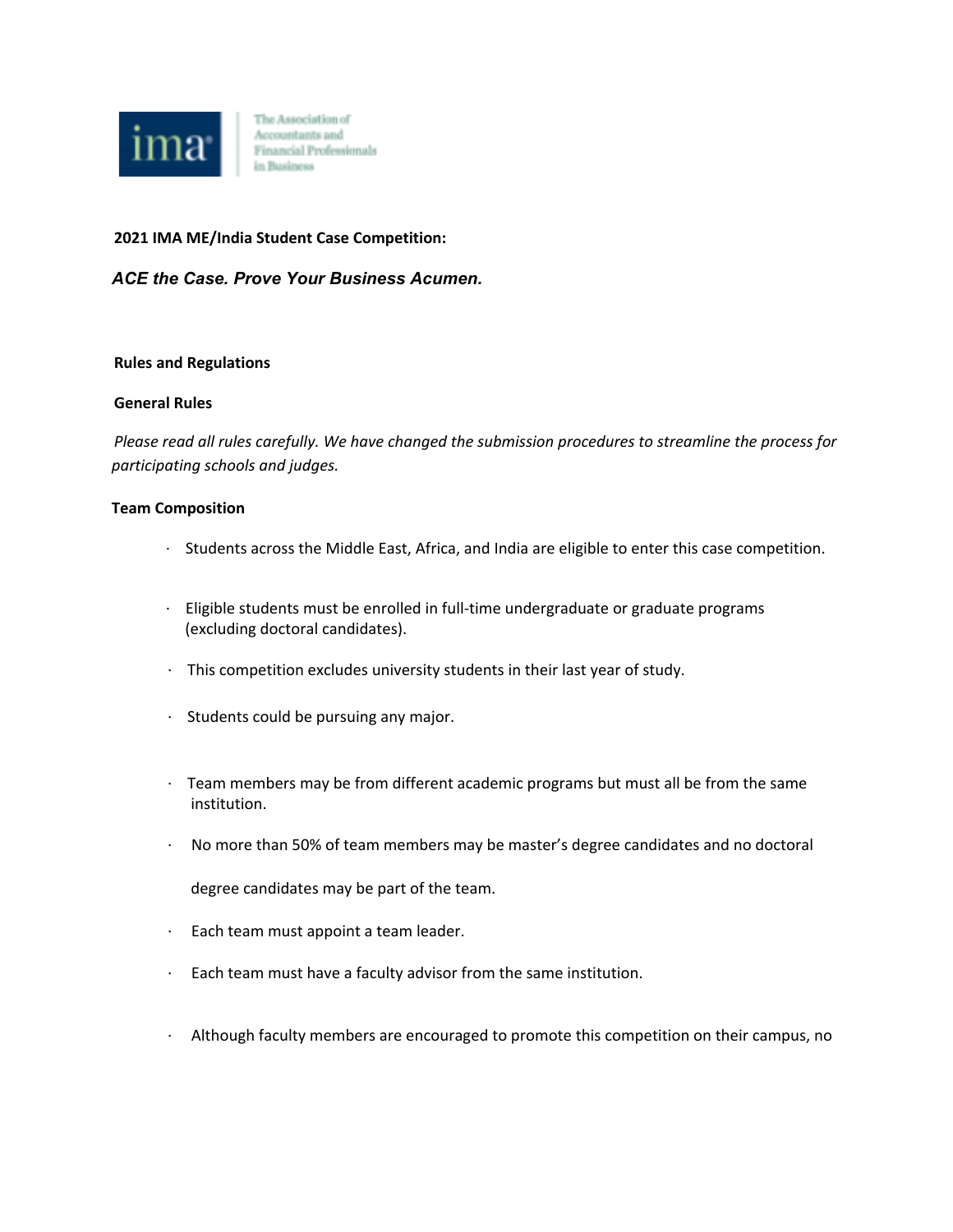ima The Association of Accountants and Financial Professionals in Business

**2021 IMA ME/India Student Case Competition:**

***ACE the Case. Prove Your Business Acumen.***

**Rules and Regulations**

**General Rules**

*Please read all rules carefully. We have changed the submission procedures to streamline the process for participating schools and judges.*

**Team Composition**

- Students across the Middle East, Africa, and India are eligible to enter this case competition.
- Eligible students must be enrolled in full-time undergraduate or graduate programs (excluding doctoral candidates).
- This competition excludes university students in their last year of study.
- Students could be pursuing any major.
- Team members may be from different academic programs but must all be from the same institution.
- No more than 50% of team members may be master's degree candidates and no doctoral degree candidates may be part of the team.
- Each team must appoint a team leader.
- Each team must have a faculty advisor from the same institution.
- Although faculty members are encouraged to promote this competition on their campus, no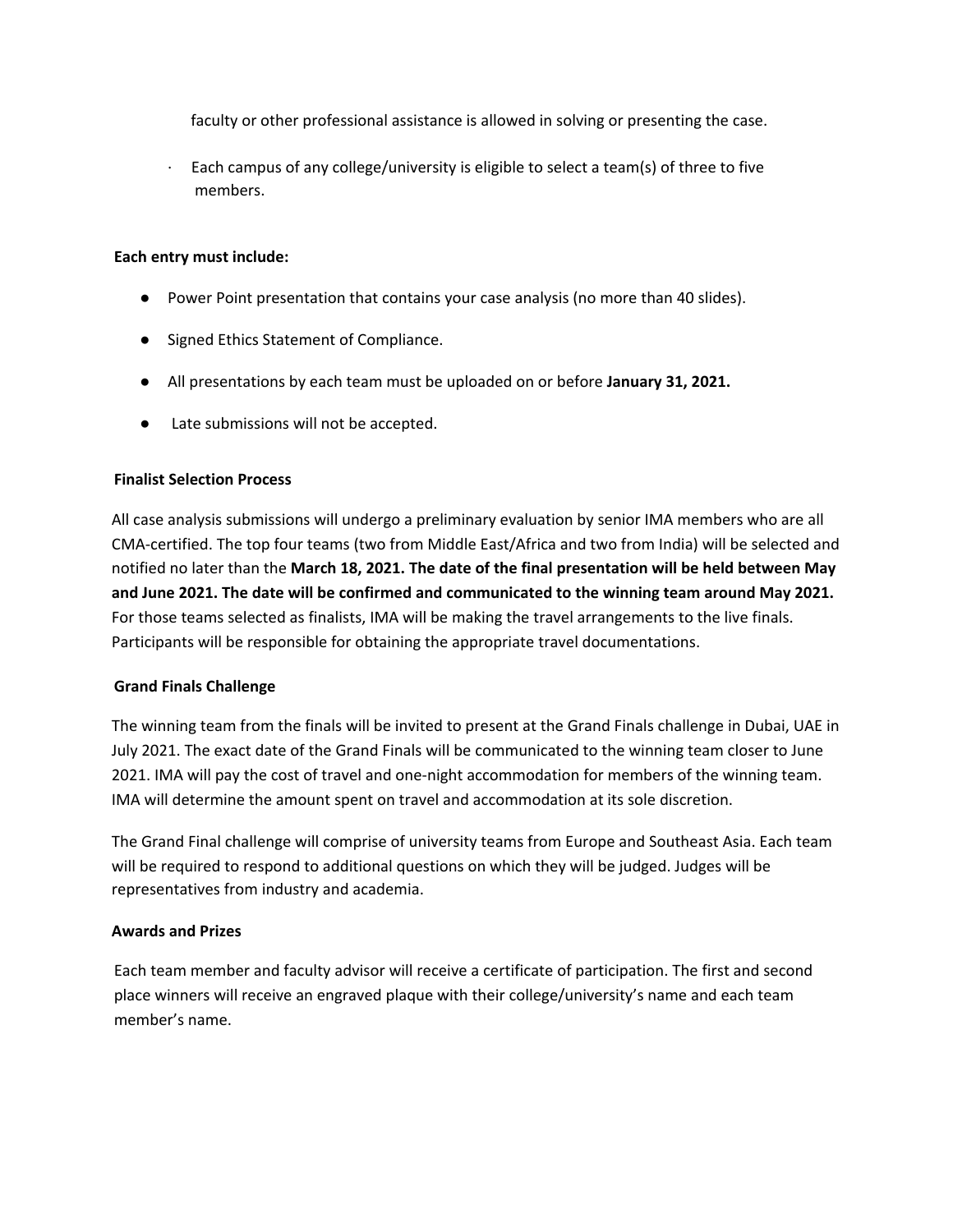faculty or other professional assistance is allowed in solving or presenting the case.

- Each campus of any college/university is eligible to select a team(s) of three to five members.

**Each entry must include:**

- Power Point presentation that contains your case analysis (no more than 40 slides).
- Signed Ethics Statement of Compliance.
- All presentations by each team must be uploaded on or before **January 31, 2021.**
- Late submissions will not be accepted.

**Finalist Selection Process**

All case analysis submissions will undergo a preliminary evaluation by senior IMA members who are all CMA-certified. The top four teams (two from Middle East/Africa and two from India) will be selected and notified no later than the **March 18, 2021. The date of the final presentation will be held between May and June 2021. The date will be confirmed and communicated to the winning team around May 2021.** For those teams selected as finalists, IMA will be making the travel arrangements to the live finals. Participants will be responsible for obtaining the appropriate travel documentations.

**Grand Finals Challenge**

The winning team from the finals will be invited to present at the Grand Finals challenge in Dubai, UAE in July 2021. The exact date of the Grand Finals will be communicated to the winning team closer to June 2021. IMA will pay the cost of travel and one-night accommodation for members of the winning team. IMA will determine the amount spent on travel and accommodation at its sole discretion.

The Grand Final challenge will comprise of university teams from Europe and Southeast Asia. Each team will be required to respond to additional questions on which they will be judged. Judges will be representatives from industry and academia.

**Awards and Prizes**

Each team member and faculty advisor will receive a certificate of participation. The first and second place winners will receive an engraved plaque with their college/university's name and each team member's name.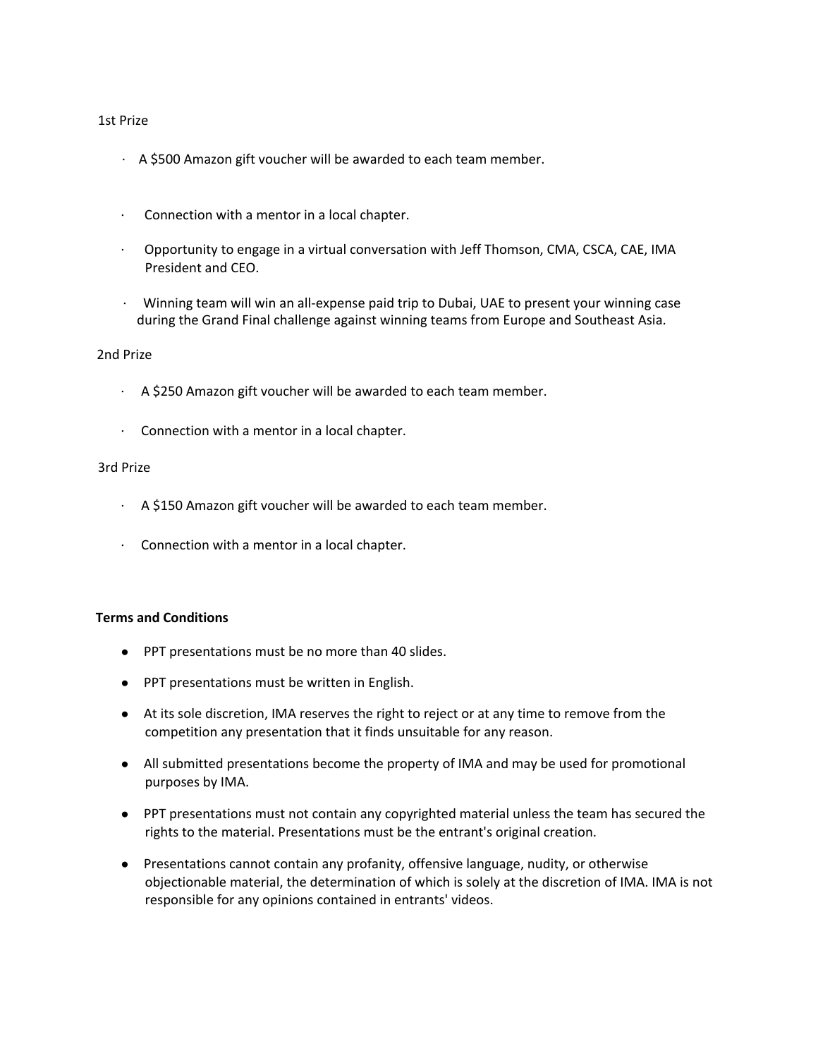1st Prize

- A $500 Amazon gift voucher will be awarded to each team member.
- Connection with a mentor in a local chapter.
- Opportunity to engage in a virtual conversation with Jeff Thomson, CMA, CSCA, CAE, IMA President and CEO.
- Winning team will win an all-expense paid trip to Dubai, UAE to present your winning case during the Grand Final challenge against winning teams from Europe and Southeast Asia.

2nd Prize

- A $250 Amazon gift voucher will be awarded to each team member.
- Connection with a mentor in a local chapter.

3rd Prize

- A $150 Amazon gift voucher will be awarded to each team member.
- Connection with a mentor in a local chapter.

**Terms and Conditions**

- PPT presentations must be no more than 40 slides.
- PPT presentations must be written in English.
- At its sole discretion, IMA reserves the right to reject or at any time to remove from the competition any presentation that it finds unsuitable for any reason.
- All submitted presentations become the property of IMA and may be used for promotional purposes by IMA.
- PPT presentations must not contain any copyrighted material unless the team has secured the rights to the material. Presentations must be the entrant's original creation.
- Presentations cannot contain any profanity, offensive language, nudity, or otherwise objectionable material, the determination of which is solely at the discretion of IMA. IMA is not responsible for any opinions contained in entrants' videos.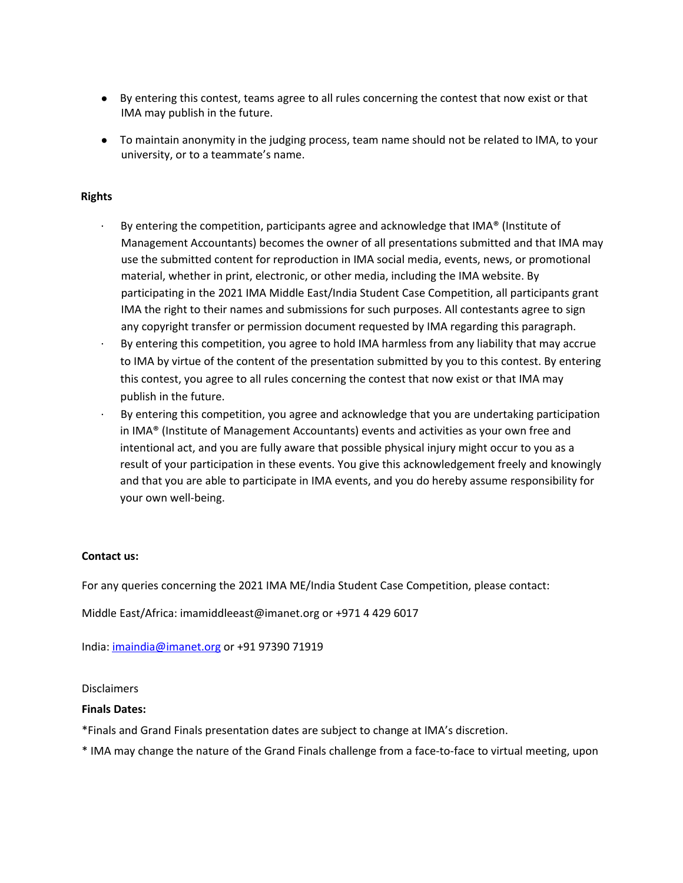- By entering this contest, teams agree to all rules concerning the contest that now exist or that IMA may publish in the future.
- To maintain anonymity in the judging process, team name should not be related to IMA, to your university, or to a teammate's name.

**Rights**

- By entering the competition, participants agree and acknowledge that IMA® (Institute of Management Accountants) becomes the owner of all presentations submitted and that IMA may use the submitted content for reproduction in IMA social media, events, news, or promotional material, whether in print, electronic, or other media, including the IMA website. By participating in the 2021 IMA Middle East/India Student Case Competition, all participants grant IMA the right to their names and submissions for such purposes. All contestants agree to sign any copyright transfer or permission document requested by IMA regarding this paragraph.
- By entering this competition, you agree to hold IMA harmless from any liability that may accrue to IMA by virtue of the content of the presentation submitted by you to this contest. By entering this contest, you agree to all rules concerning the contest that now exist or that IMA may publish in the future.
- By entering this competition, you agree and acknowledge that you are undertaking participation in IMA® (Institute of Management Accountants) events and activities as your own free and intentional act, and you are fully aware that possible physical injury might occur to you as a result of your participation in these events. You give this acknowledgement freely and knowingly and that you are able to participate in IMA events, and you do hereby assume responsibility for your own well-being.

**Contact us:**

For any queries concerning the 2021 IMA ME/India Student Case Competition, please contact:

Middle East/Africa: imamiddleeast@imanet.org or +971 4 429 6017

India: imaindia@imanet.org or +91 97390 71919

Disclaimers

**Finals Dates:**

*Finals and Grand Finals presentation dates are subject to change at IMA's discretion.

* IMA may change the nature of the Grand Finals challenge from a face-to-face to virtual meeting, upon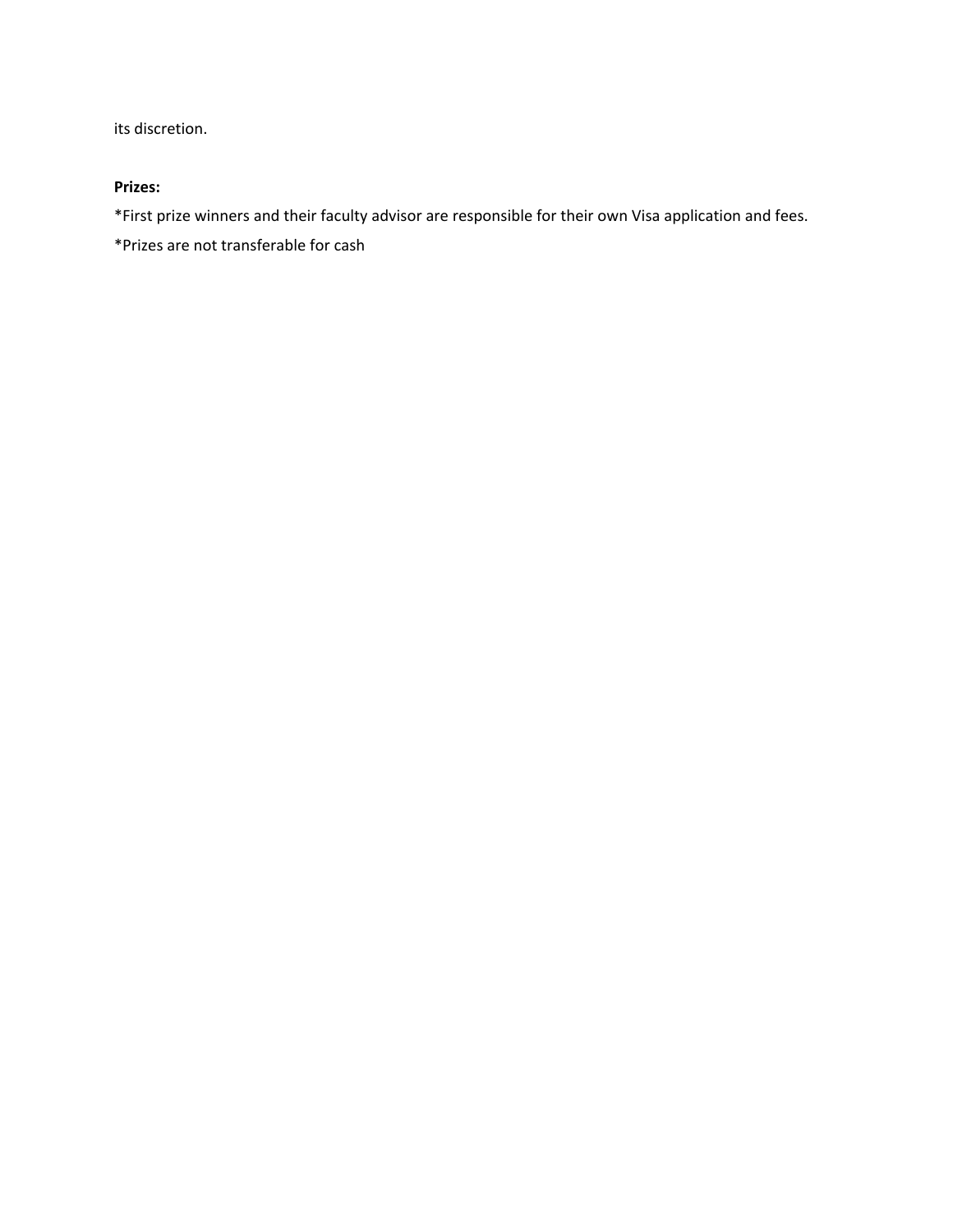its discretion.

**Prizes:**

*First prize winners and their faculty advisor are responsible for their own Visa application and fees.

*Prizes are not transferable for cash